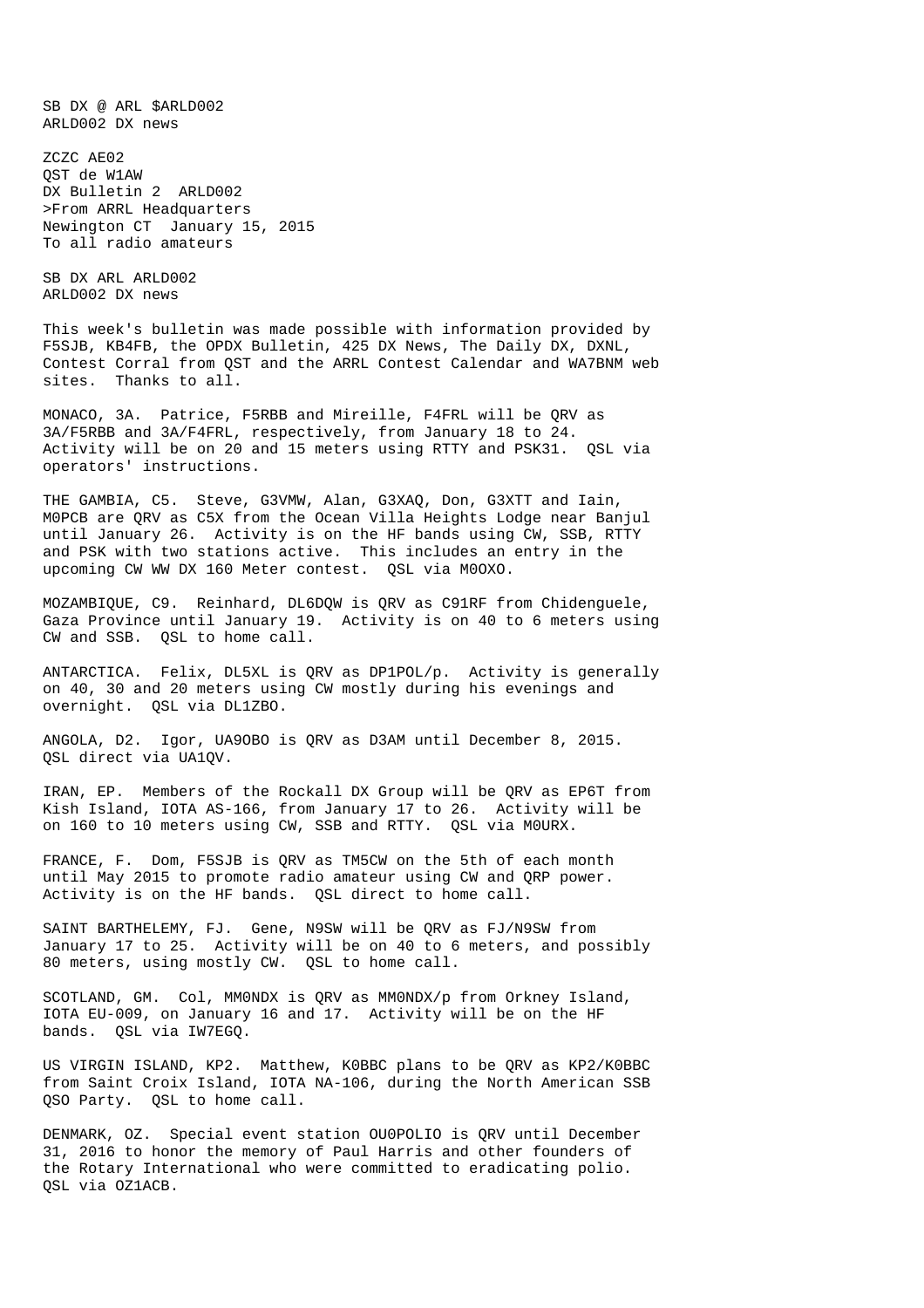SB DX @ ARL $ARLD002
ARLD002 DX news

ZCZC AE02
QST de W1AW
DX Bulletin 2 ARLD002
>From ARRL Headquarters
Newington CT January 15, 2015
To all radio amateurs

SB DX ARL ARLD002
ARLD002 DX news

This week's bulletin was made possible with information provided by F5SJB, KB4FB, the OPDX Bulletin, 425 DX News, The Daily DX, DXNL, Contest Corral from QST and the ARRL Contest Calendar and WA7BNM web sites. Thanks to all.

MONACO, 3A. Patrice, F5RBB and Mireille, F4FRL will be QRV as 3A/F5RBB and 3A/F4FRL, respectively, from January 18 to 24. Activity will be on 20 and 15 meters using RTTY and PSK31. QSL via operators' instructions.

THE GAMBIA, C5. Steve, G3VMW, Alan, G3XAQ, Don, G3XTT and Iain, M0PCB are QRV as C5X from the Ocean Villa Heights Lodge near Banjul until January 26. Activity is on the HF bands using CW, SSB, RTTY and PSK with two stations active. This includes an entry in the upcoming CW WW DX 160 Meter contest. QSL via M0OXO.

MOZAMBIQUE, C9. Reinhard, DL6DQW is QRV as C91RF from Chidenguele, Gaza Province until January 19. Activity is on 40 to 6 meters using CW and SSB. QSL to home call.

ANTARCTICA. Felix, DL5XL is QRV as DP1POL/p. Activity is generally on 40, 30 and 20 meters using CW mostly during his evenings and overnight. QSL via DL1ZBO.

ANGOLA, D2. Igor, UA9OBO is QRV as D3AM until December 8, 2015. QSL direct via UA1QV.

IRAN, EP. Members of the Rockall DX Group will be QRV as EP6T from Kish Island, IOTA AS-166, from January 17 to 26. Activity will be on 160 to 10 meters using CW, SSB and RTTY. QSL via M0URX.

FRANCE, F. Dom, F5SJB is QRV as TM5CW on the 5th of each month until May 2015 to promote radio amateur using CW and QRP power. Activity is on the HF bands. QSL direct to home call.

SAINT BARTHELEMY, FJ. Gene, N9SW will be QRV as FJ/N9SW from January 17 to 25. Activity will be on 40 to 6 meters, and possibly 80 meters, using mostly CW. QSL to home call.

SCOTLAND, GM. Col, MM0NDX is QRV as MM0NDX/p from Orkney Island, IOTA EU-009, on January 16 and 17. Activity will be on the HF bands. QSL via IW7EGQ.

US VIRGIN ISLAND, KP2. Matthew, K0BBC plans to be QRV as KP2/K0BBC from Saint Croix Island, IOTA NA-106, during the North American SSB QSO Party. QSL to home call.

DENMARK, OZ. Special event station OU0POLIO is QRV until December 31, 2016 to honor the memory of Paul Harris and other founders of the Rotary International who were committed to eradicating polio. QSL via OZ1ACB.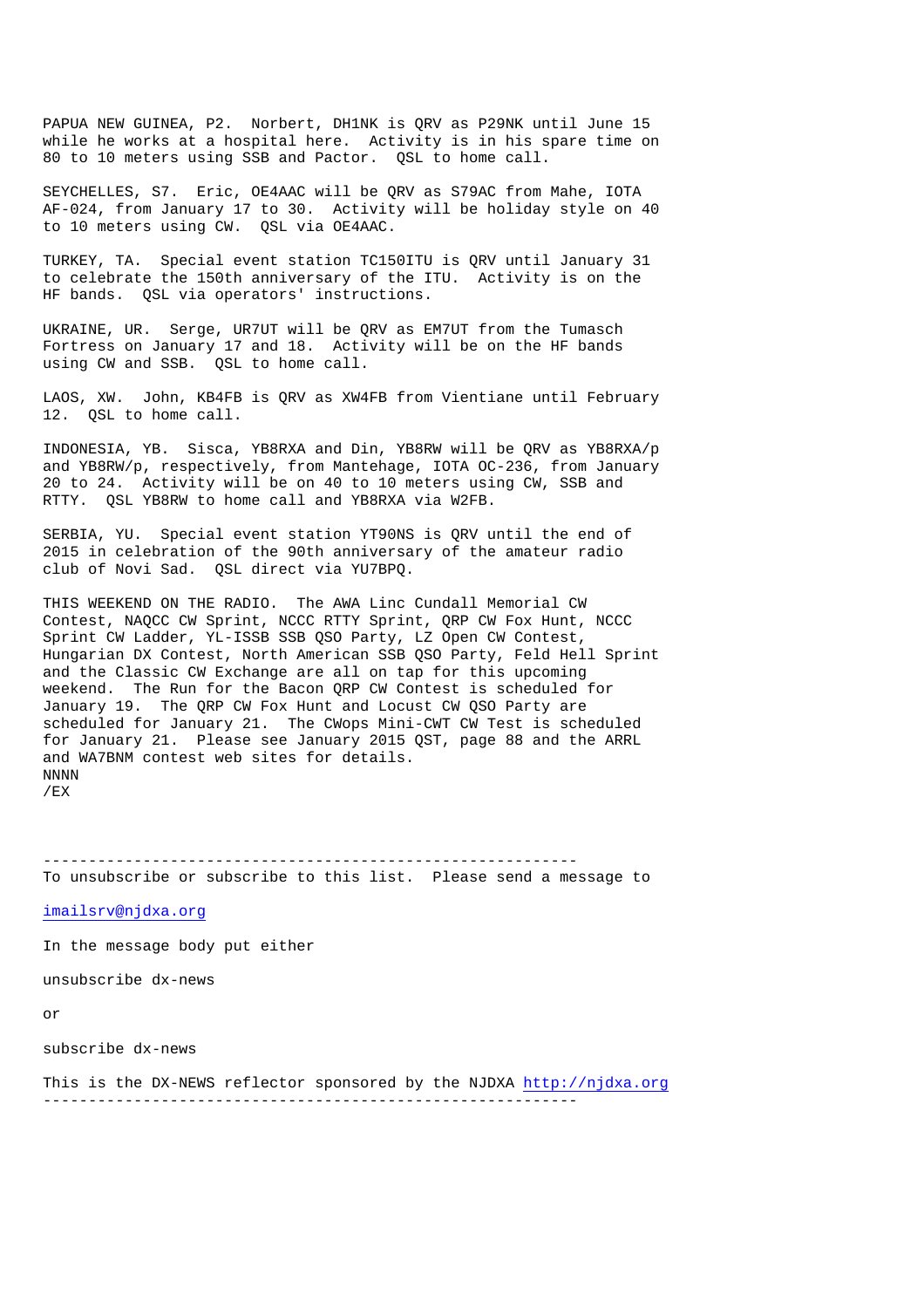PAPUA NEW GUINEA, P2. Norbert, DH1NK is QRV as P29NK until June 15 while he works at a hospital here. Activity is in his spare time on 80 to 10 meters using SSB and Pactor. QSL to home call.

SEYCHELLES, S7. Eric, OE4AAC will be QRV as S79AC from Mahe, IOTA AF-024, from January 17 to 30. Activity will be holiday style on 40 to 10 meters using CW. QSL via OE4AAC.

TURKEY, TA. Special event station TC150ITU is QRV until January 31 to celebrate the 150th anniversary of the ITU. Activity is on the HF bands. QSL via operators' instructions.

UKRAINE, UR. Serge, UR7UT will be QRV as EM7UT from the Tumasch Fortress on January 17 and 18. Activity will be on the HF bands using CW and SSB. QSL to home call.

LAOS, XW. John, KB4FB is QRV as XW4FB from Vientiane until February 12. QSL to home call.

INDONESIA, YB. Sisca, YB8RXA and Din, YB8RW will be QRV as YB8RXA/p and YB8RW/p, respectively, from Mantehage, IOTA OC-236, from January 20 to 24. Activity will be on 40 to 10 meters using CW, SSB and RTTY. QSL YB8RW to home call and YB8RXA via W2FB.

SERBIA, YU. Special event station YT90NS is QRV until the end of 2015 in celebration of the 90th anniversary of the amateur radio club of Novi Sad. QSL direct via YU7BPQ.

THIS WEEKEND ON THE RADIO. The AWA Linc Cundall Memorial CW Contest, NAQCC CW Sprint, NCCC RTTY Sprint, QRP CW Fox Hunt, NCCC Sprint CW Ladder, YL-ISSB SSB QSO Party, LZ Open CW Contest, Hungarian DX Contest, North American SSB QSO Party, Feld Hell Sprint and the Classic CW Exchange are all on tap for this upcoming weekend. The Run for the Bacon QRP CW Contest is scheduled for January 19. The QRP CW Fox Hunt and Locust CW QSO Party are scheduled for January 21. The CWops Mini-CWT CW Test is scheduled for January 21. Please see January 2015 QST, page 88 and the ARRL and WA7BNM contest web sites for details.
NNNN
/EX

------------------------------------------------------------
To unsubscribe or subscribe to this list. Please send a message to

imailsrv@njdxa.org

In the message body put either

unsubscribe dx-news

or

subscribe dx-news

This is the DX-NEWS reflector sponsored by the NJDXA http://njdxa.org
------------------------------------------------------------